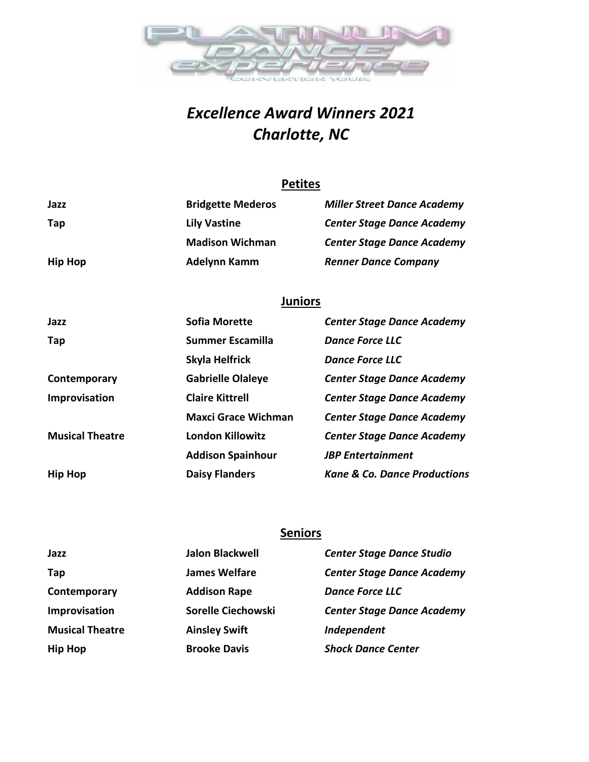# *Excellence Award Winners 2021*
# *Charlotte, NC*

## Petites

| | | |
|---|---|---|
| **Jazz** | **Bridgette Mederos** | ***Miller Street Dance Academy*** |
| **Tap** | **Lily Vastine** | ***Center Stage Dance Academy*** |
| | **Madison Wichman** | ***Center Stage Dance Academy*** |
| **Hip Hop** | **Adelynn Kamm** | ***Renner Dance Company*** |

## Juniors

| | | |
|---|---|---|
| **Jazz** | **Sofia Morette** | ***Center Stage Dance Academy*** |
| **Tap** | **Summer Escamilla** | ***Dance Force LLC*** |
| | **Skyla Helfrick** | ***Dance Force LLC*** |
| **Contemporary** | **Gabrielle Olaleye** | ***Center Stage Dance Academy*** |
| **Improvisation** | **Claire Kittrell** | ***Center Stage Dance Academy*** |
| | **Maxci Grace Wichman** | ***Center Stage Dance Academy*** |
| **Musical Theatre** | **London Killowitz** | ***Center Stage Dance Academy*** |
| | **Addison Spainhour** | ***JBP Entertainment*** |
| **Hip Hop** | **Daisy Flanders** | ***Kane & Co. Dance Productions*** |

## Seniors

| | | |
|---|---|---|
| **Jazz** | **Jalon Blackwell** | ***Center Stage Dance Studio*** |
| **Tap** | **James Welfare** | ***Center Stage Dance Academy*** |
| **Contemporary** | **Addison Rape** | ***Dance Force LLC*** |
| **Improvisation** | **Sorelle Ciechowski** | ***Center Stage Dance Academy*** |
| **Musical Theatre** | **Ainsley Swift** | ***Independent*** |
| **Hip Hop** | **Brooke Davis** | ***Shock Dance Center*** |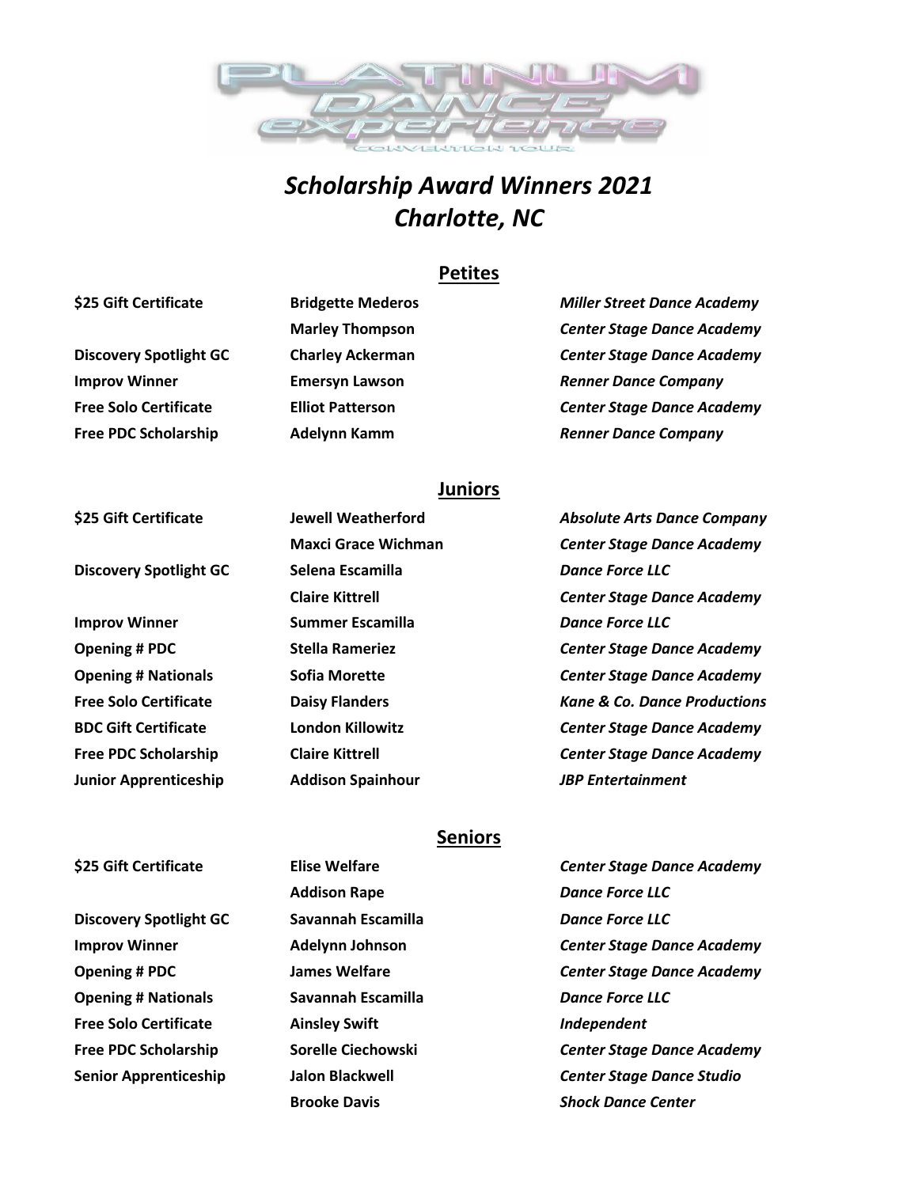# Scholarship Award Winners 2021
# Charlotte, NC

## Petites

| | | |
|---|---|---|
| **$25 Gift Certificate** | **Bridgette Mederos** | ***Miller Street Dance Academy*** |
| | **Marley Thompson** | ***Center Stage Dance Academy*** |
| **Discovery Spotlight GC** | **Charley Ackerman** | ***Center Stage Dance Academy*** |
| **Improv Winner** | **Emersyn Lawson** | ***Renner Dance Company*** |
| **Free Solo Certificate** | **Elliot Patterson** | ***Center Stage Dance Academy*** |
| **Free PDC Scholarship** | **Adelynn Kamm** | ***Renner Dance Company*** |

## Juniors

| | | |
|---|---|---|
| **$25 Gift Certificate** | **Jewell Weatherford** | ***Absolute Arts Dance Company*** |
| | **Maxci Grace Wichman** | ***Center Stage Dance Academy*** |
| **Discovery Spotlight GC** | **Selena Escamilla** | ***Dance Force LLC*** |
| | **Claire Kittrell** | ***Center Stage Dance Academy*** |
| **Improv Winner** | **Summer Escamilla** | ***Dance Force LLC*** |
| **Opening # PDC** | **Stella Rameriez** | ***Center Stage Dance Academy*** |
| **Opening # Nationals** | **Sofia Morette** | ***Center Stage Dance Academy*** |
| **Free Solo Certificate** | **Daisy Flanders** | ***Kane & Co. Dance Productions*** |
| **BDC Gift Certificate** | **London Killowitz** | ***Center Stage Dance Academy*** |
| **Free PDC Scholarship** | **Claire Kittrell** | ***Center Stage Dance Academy*** |
| **Junior Apprenticeship** | **Addison Spainhour** | ***JBP Entertainment*** |

## Seniors

| | | |
|---|---|---|
| **$25 Gift Certificate** | **Elise Welfare** | ***Center Stage Dance Academy*** |
| | **Addison Rape** | ***Dance Force LLC*** |
| **Discovery Spotlight GC** | **Savannah Escamilla** | ***Dance Force LLC*** |
| **Improv Winner** | **Adelynn Johnson** | ***Center Stage Dance Academy*** |
| **Opening # PDC** | **James Welfare** | ***Center Stage Dance Academy*** |
| **Opening # Nationals** | **Savannah Escamilla** | ***Dance Force LLC*** |
| **Free Solo Certificate** | **Ainsley Swift** | ***Independent*** |
| **Free PDC Scholarship** | **Sorelle Ciechowski** | ***Center Stage Dance Academy*** |
| **Senior Apprenticeship** | **Jalon Blackwell** | ***Center Stage Dance Studio*** |
| | **Brooke Davis** | ***Shock Dance Center*** |